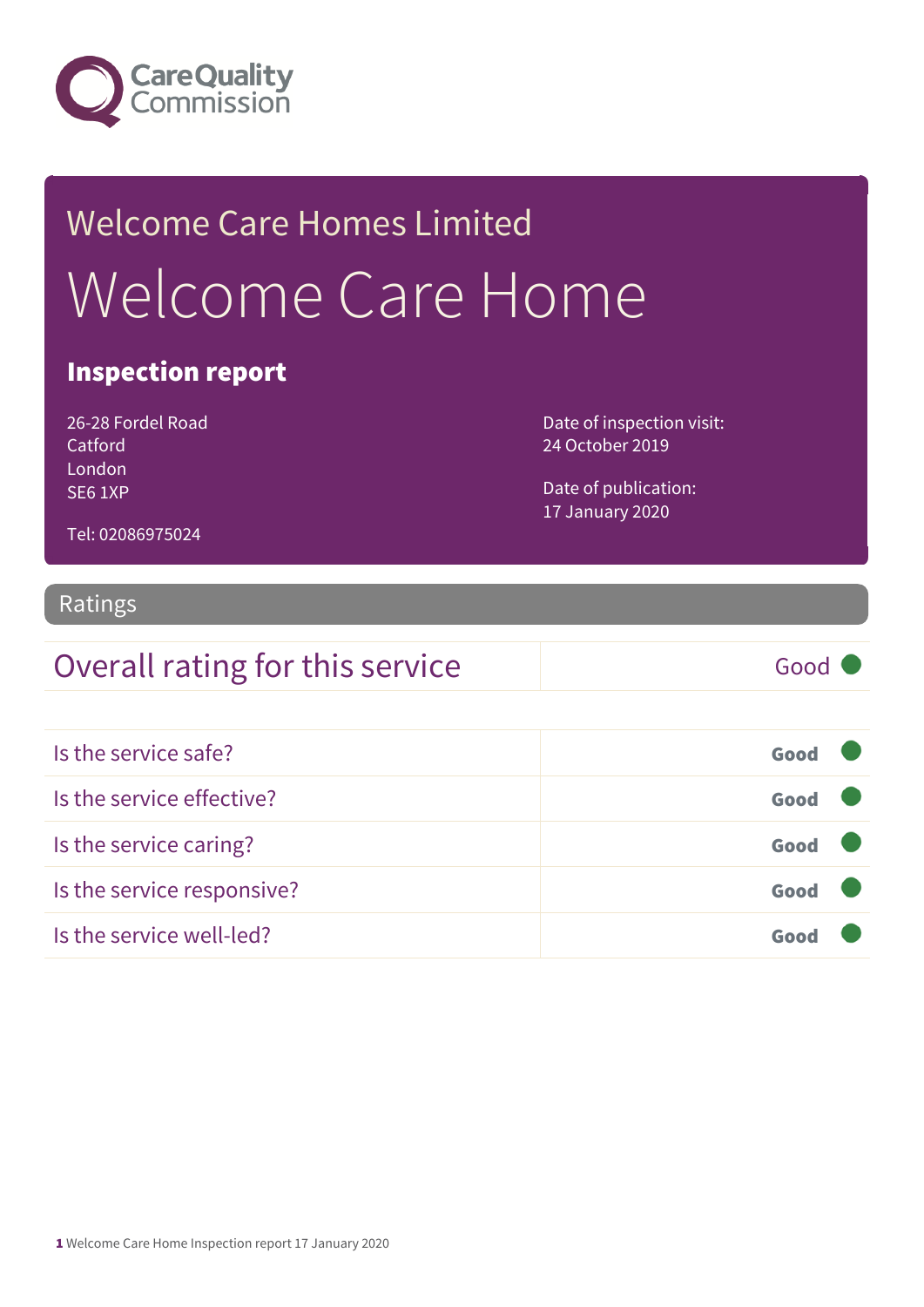Care Quality Commission

Welcome Care Homes Limited

# Welcome Care Home

## Inspection report

26-28 Fordel Road
Catford
London
SE6 1XP

Tel: 02086975024

Date of inspection visit:
24 October 2019

Date of publication:
17 January 2020

## Ratings

| Overall rating for this service | Good |
|---|---|

| | |
|---|---|
| Is the service safe? | Good |
| Is the service effective? | Good |
| Is the service caring? | Good |
| Is the service responsive? | Good |
| Is the service well-led? | Good |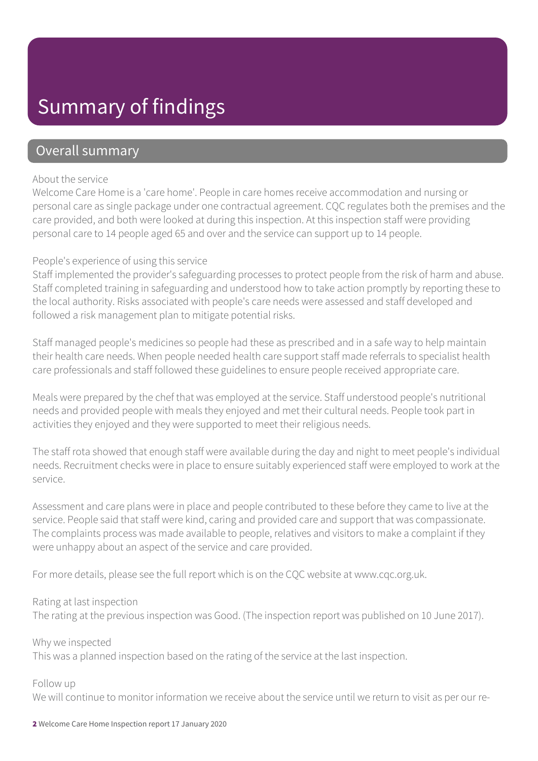# Summary of findings

## Overall summary

About the service

Welcome Care Home is a 'care home'. People in care homes receive accommodation and nursing or personal care as single package under one contractual agreement. CQC regulates both the premises and the care provided, and both were looked at during this inspection. At this inspection staff were providing personal care to 14 people aged 65 and over and the service can support up to 14 people.

People's experience of using this service

Staff implemented the provider's safeguarding processes to protect people from the risk of harm and abuse. Staff completed training in safeguarding and understood how to take action promptly by reporting these to the local authority. Risks associated with people's care needs were assessed and staff developed and followed a risk management plan to mitigate potential risks.

Staff managed people's medicines so people had these as prescribed and in a safe way to help maintain their health care needs. When people needed health care support staff made referrals to specialist health care professionals and staff followed these guidelines to ensure people received appropriate care.

Meals were prepared by the chef that was employed at the service. Staff understood people's nutritional needs and provided people with meals they enjoyed and met their cultural needs. People took part in activities they enjoyed and they were supported to meet their religious needs.

The staff rota showed that enough staff were available during the day and night to meet people's individual needs. Recruitment checks were in place to ensure suitably experienced staff were employed to work at the service.

Assessment and care plans were in place and people contributed to these before they came to live at the service. People said that staff were kind, caring and provided care and support that was compassionate. The complaints process was made available to people, relatives and visitors to make a complaint if they were unhappy about an aspect of the service and care provided.

For more details, please see the full report which is on the CQC website at www.cqc.org.uk.

Rating at last inspection

The rating at the previous inspection was Good. (The inspection report was published on 10 June 2017).

Why we inspected

This was a planned inspection based on the rating of the service at the last inspection.

Follow up

We will continue to monitor information we receive about the service until we return to visit as per our re-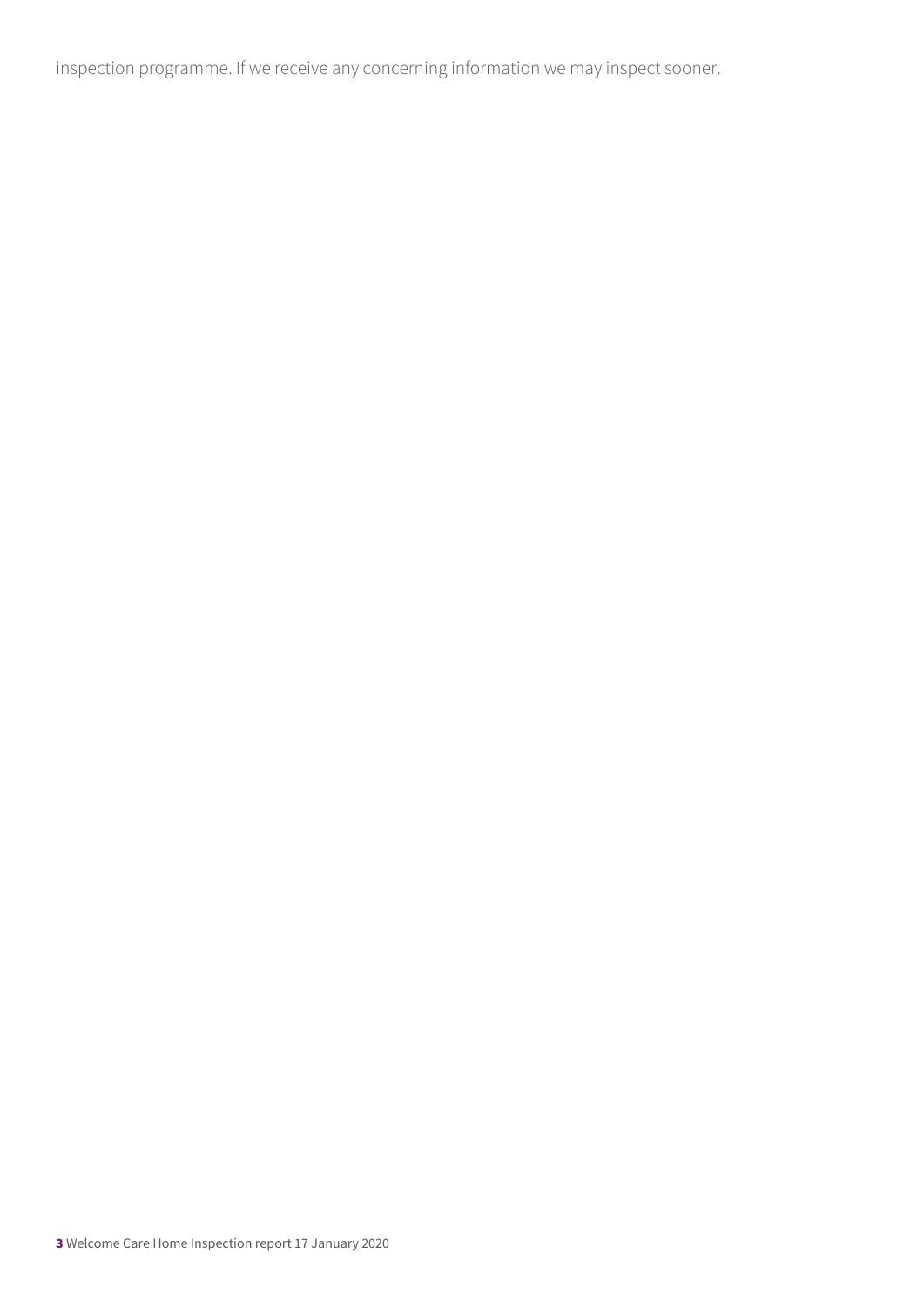inspection programme. If we receive any concerning information we may inspect sooner.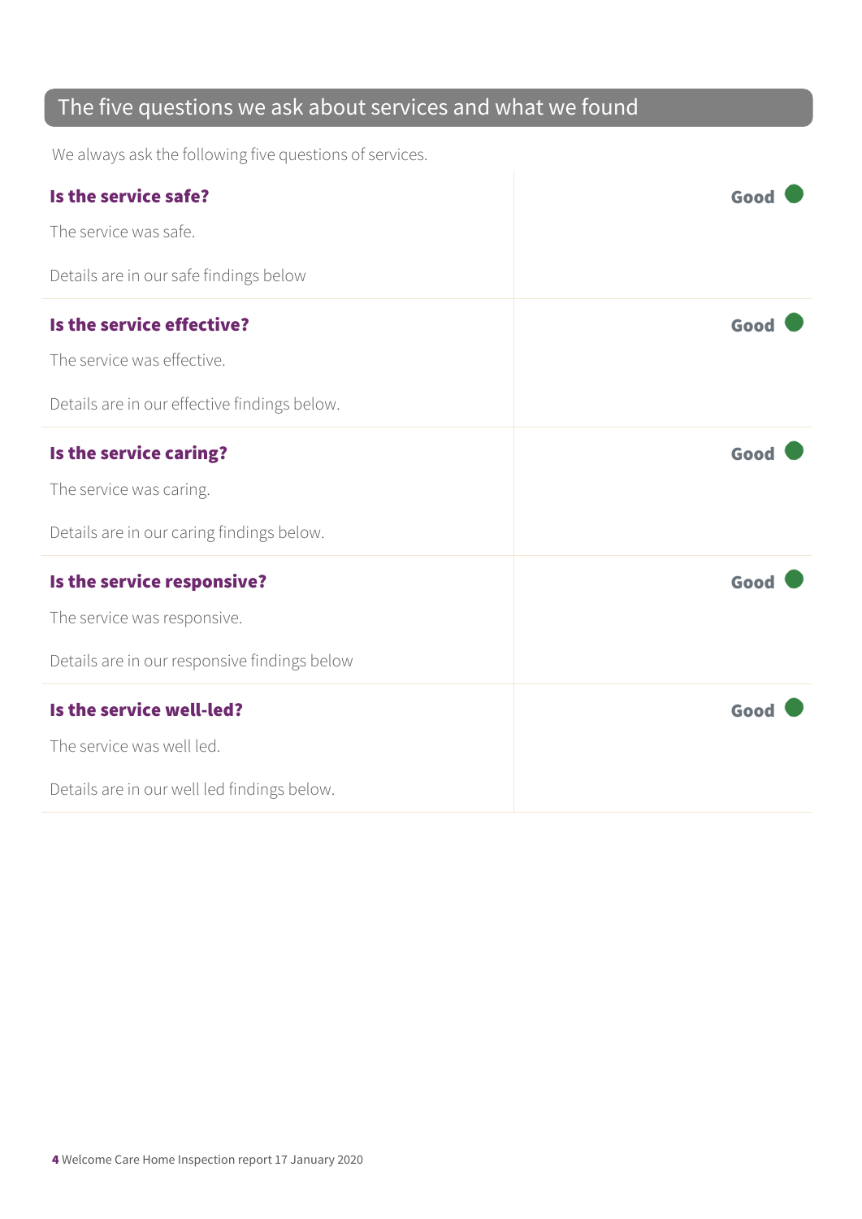## The five questions we ask about services and what we found

We always ask the following five questions of services.

| | |
|---|---|
| **Is the service safe?**<br><br>The service was safe.<br><br>Details are in our safe findings below | **Good** |
| **Is the service effective?**<br><br>The service was effective.<br><br>Details are in our effective findings below. | **Good** |
| **Is the service caring?**<br><br>The service was caring.<br><br>Details are in our caring findings below. | **Good** |
| **Is the service responsive?**<br><br>The service was responsive.<br><br>Details are in our responsive findings below | **Good** |
| **Is the service well-led?**<br><br>The service was well led.<br><br>Details are in our well led findings below. | **Good** |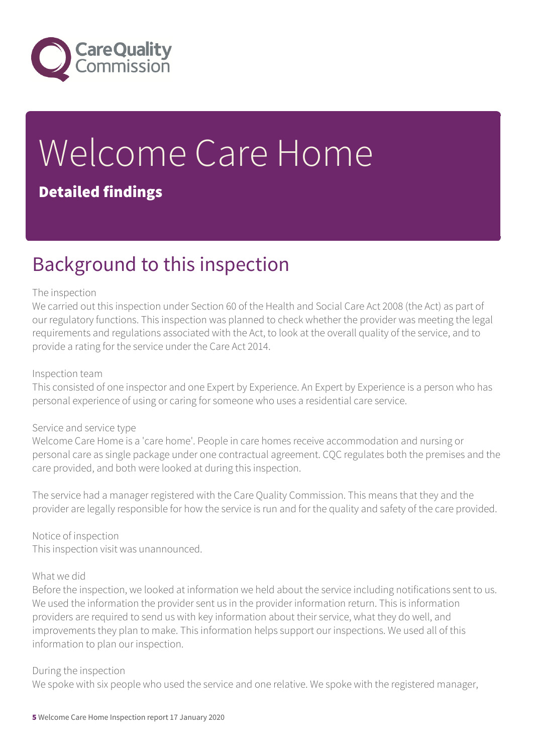# Welcome Care Home

**Detailed findings**

## Background to this inspection

The inspection

We carried out this inspection under Section 60 of the Health and Social Care Act 2008 (the Act) as part of our regulatory functions. This inspection was planned to check whether the provider was meeting the legal requirements and regulations associated with the Act, to look at the overall quality of the service, and to provide a rating for the service under the Care Act 2014.

Inspection team

This consisted of one inspector and one Expert by Experience. An Expert by Experience is a person who has personal experience of using or caring for someone who uses a residential care service.

Service and service type

Welcome Care Home is a 'care home'. People in care homes receive accommodation and nursing or personal care as single package under one contractual agreement. CQC regulates both the premises and the care provided, and both were looked at during this inspection.

The service had a manager registered with the Care Quality Commission. This means that they and the provider are legally responsible for how the service is run and for the quality and safety of the care provided.

Notice of inspection

This inspection visit was unannounced.

What we did

Before the inspection, we looked at information we held about the service including notifications sent to us. We used the information the provider sent us in the provider information return. This is information providers are required to send us with key information about their service, what they do well, and improvements they plan to make. This information helps support our inspections. We used all of this information to plan our inspection.

During the inspection

We spoke with six people who used the service and one relative. We spoke with the registered manager,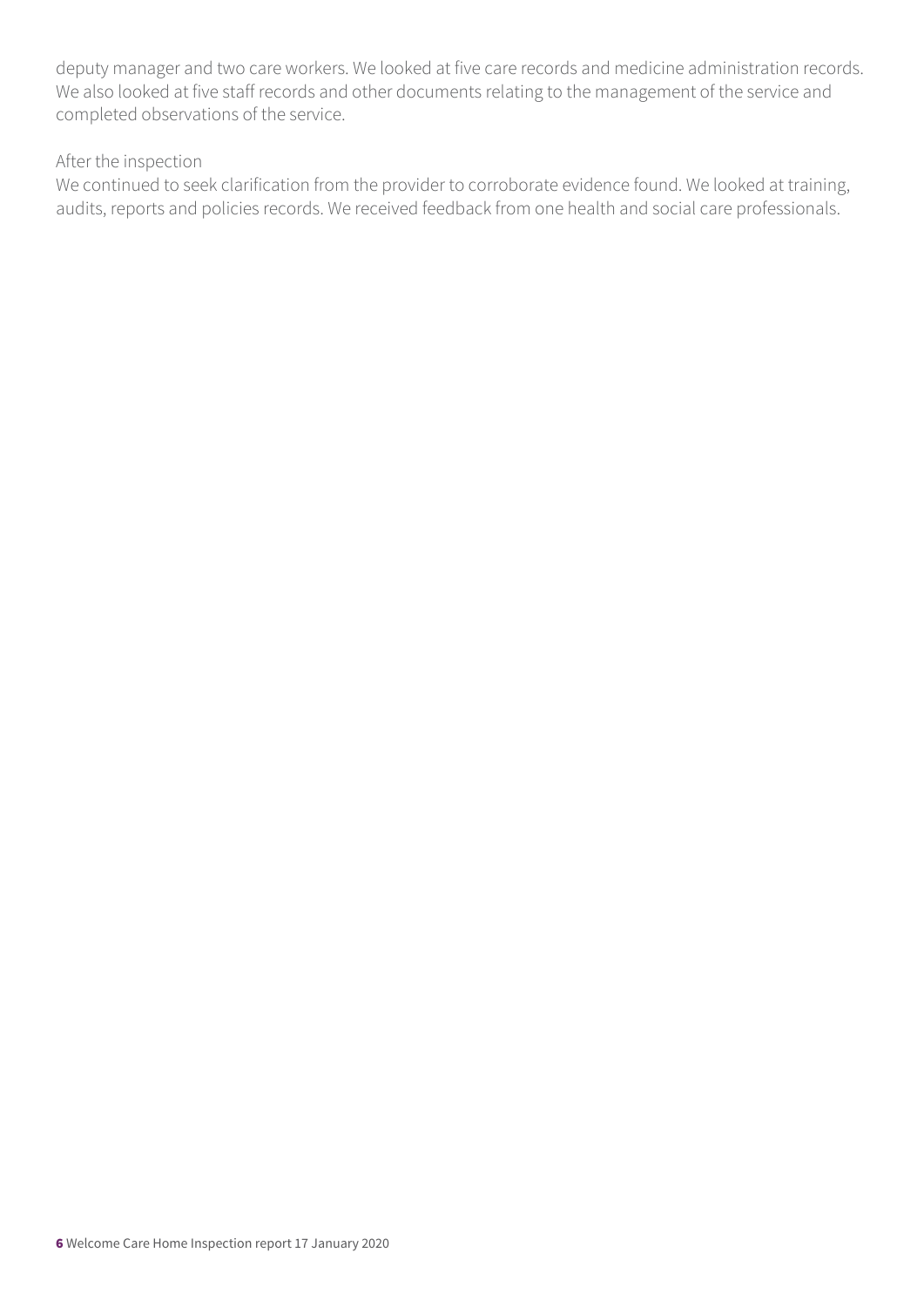deputy manager and two care workers. We looked at five care records and medicine administration records. We also looked at five staff records and other documents relating to the management of the service and completed observations of the service.

After the inspection

We continued to seek clarification from the provider to corroborate evidence found. We looked at training, audits, reports and policies records. We received feedback from one health and social care professionals.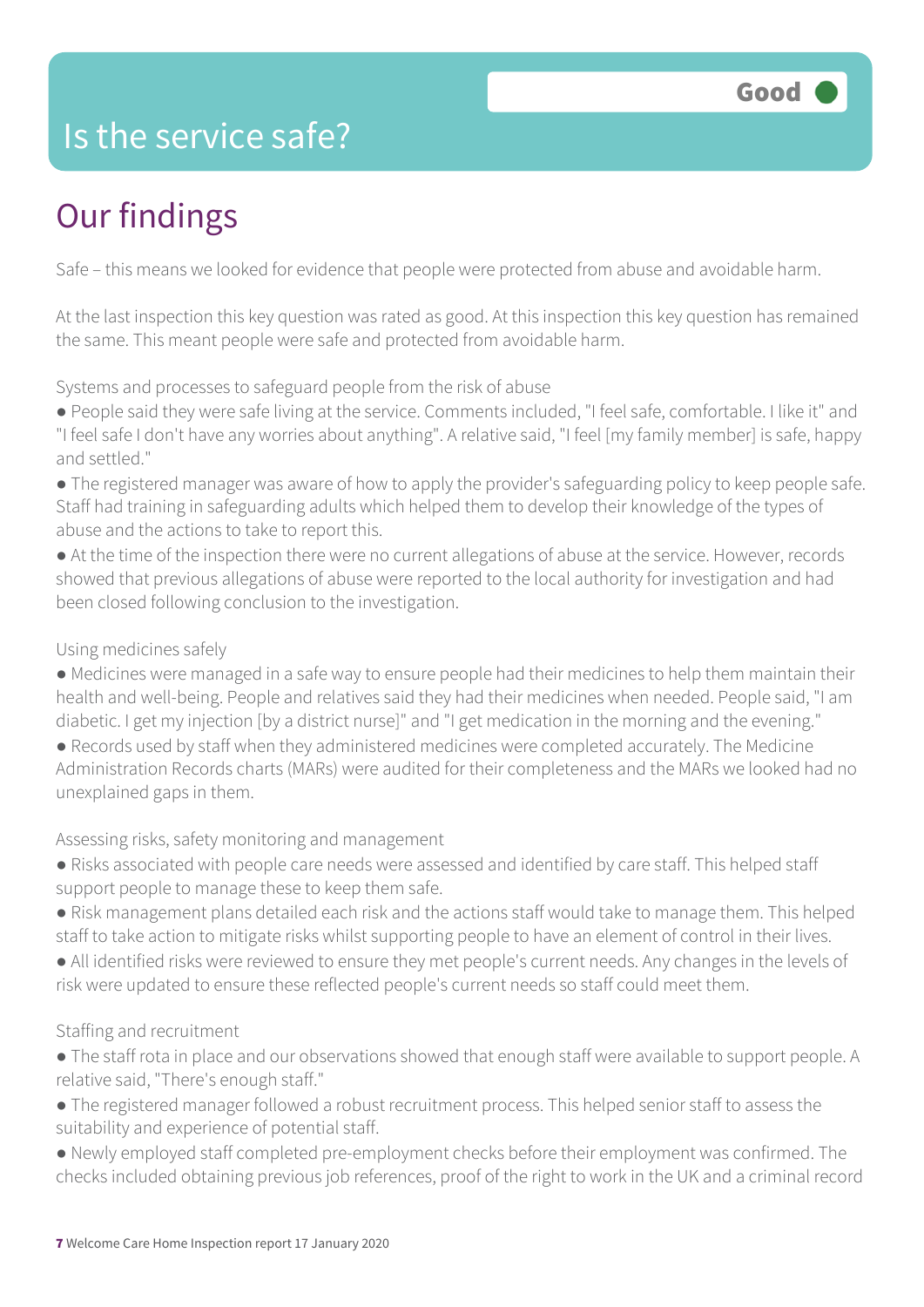# Is the service safe?

**Good**

## Our findings

Safe – this means we looked for evidence that people were protected from abuse and avoidable harm.

At the last inspection this key question was rated as good. At this inspection this key question has remained the same. This meant people were safe and protected from avoidable harm.

Systems and processes to safeguard people from the risk of abuse

- People said they were safe living at the service. Comments included, "I feel safe, comfortable. I like it" and "I feel safe I don't have any worries about anything". A relative said, "I feel [my family member] is safe, happy and settled."
- The registered manager was aware of how to apply the provider's safeguarding policy to keep people safe. Staff had training in safeguarding adults which helped them to develop their knowledge of the types of abuse and the actions to take to report this.
- At the time of the inspection there were no current allegations of abuse at the service. However, records showed that previous allegations of abuse were reported to the local authority for investigation and had been closed following conclusion to the investigation.

Using medicines safely

- Medicines were managed in a safe way to ensure people had their medicines to help them maintain their health and well-being. People and relatives said they had their medicines when needed. People said, "I am diabetic. I get my injection [by a district nurse]" and "I get medication in the morning and the evening."
- Records used by staff when they administered medicines were completed accurately. The Medicine Administration Records charts (MARs) were audited for their completeness and the MARs we looked had no unexplained gaps in them.

Assessing risks, safety monitoring and management

- Risks associated with people care needs were assessed and identified by care staff. This helped staff support people to manage these to keep them safe.
- Risk management plans detailed each risk and the actions staff would take to manage them. This helped staff to take action to mitigate risks whilst supporting people to have an element of control in their lives.
- All identified risks were reviewed to ensure they met people's current needs. Any changes in the levels of risk were updated to ensure these reflected people's current needs so staff could meet them.

Staffing and recruitment

- The staff rota in place and our observations showed that enough staff were available to support people. A relative said, "There's enough staff."
- The registered manager followed a robust recruitment process. This helped senior staff to assess the suitability and experience of potential staff.
- Newly employed staff completed pre-employment checks before their employment was confirmed. The checks included obtaining previous job references, proof of the right to work in the UK and a criminal record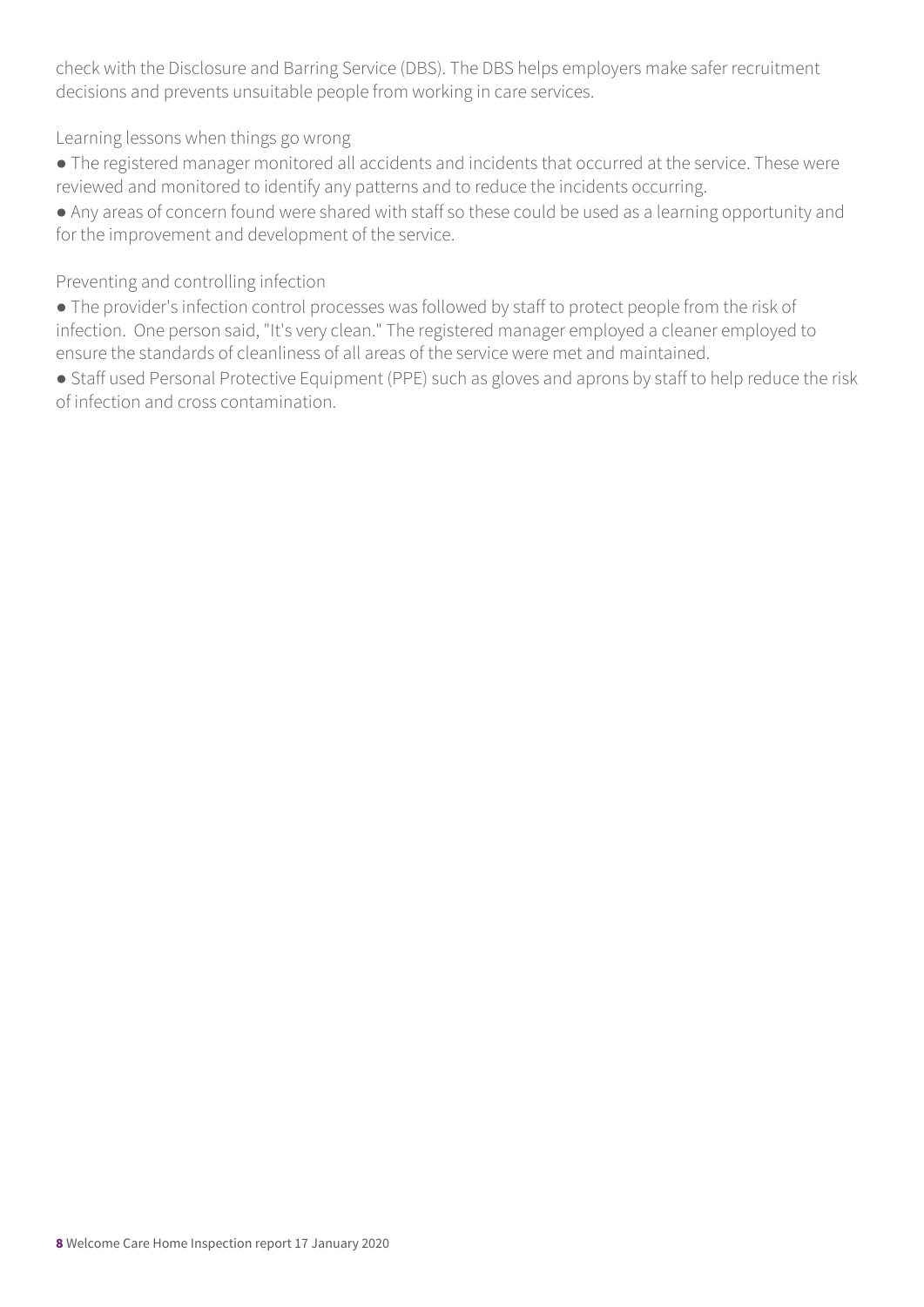check with the Disclosure and Barring Service (DBS). The DBS helps employers make safer recruitment decisions and prevents unsuitable people from working in care services.

Learning lessons when things go wrong

- The registered manager monitored all accidents and incidents that occurred at the service. These were reviewed and monitored to identify any patterns and to reduce the incidents occurring.
- Any areas of concern found were shared with staff so these could be used as a learning opportunity and for the improvement and development of the service.

Preventing and controlling infection

- The provider's infection control processes was followed by staff to protect people from the risk of infection. One person said, "It's very clean." The registered manager employed a cleaner employed to ensure the standards of cleanliness of all areas of the service were met and maintained.
- Staff used Personal Protective Equipment (PPE) such as gloves and aprons by staff to help reduce the risk of infection and cross contamination.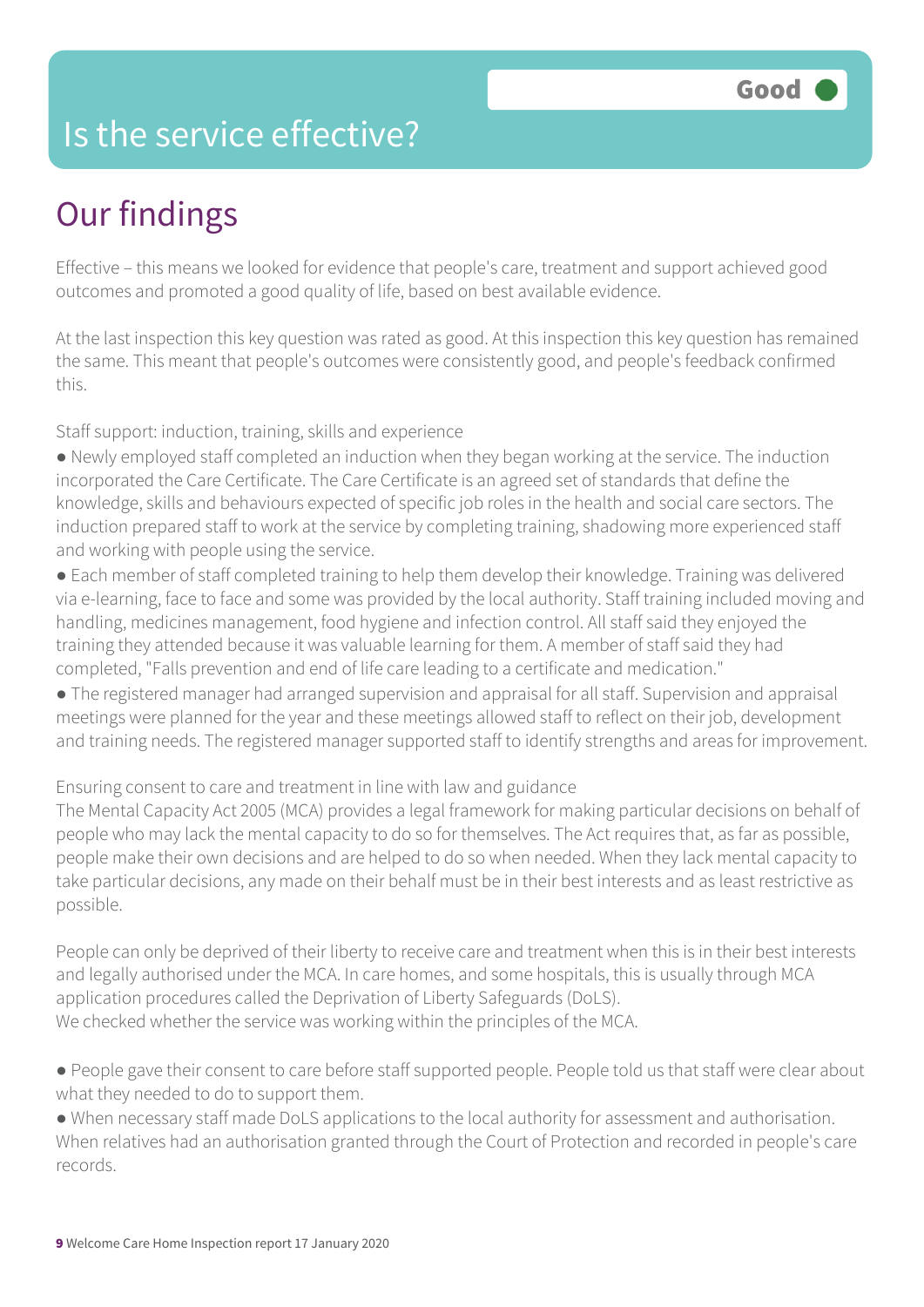# Is the service effective?

Good

## Our findings

Effective – this means we looked for evidence that people's care, treatment and support achieved good outcomes and promoted a good quality of life, based on best available evidence.

At the last inspection this key question was rated as good. At this inspection this key question has remained the same. This meant that people's outcomes were consistently good, and people's feedback confirmed this.

Staff support: induction, training, skills and experience

- Newly employed staff completed an induction when they began working at the service. The induction incorporated the Care Certificate. The Care Certificate is an agreed set of standards that define the knowledge, skills and behaviours expected of specific job roles in the health and social care sectors. The induction prepared staff to work at the service by completing training, shadowing more experienced staff and working with people using the service.
- Each member of staff completed training to help them develop their knowledge. Training was delivered via e-learning, face to face and some was provided by the local authority. Staff training included moving and handling, medicines management, food hygiene and infection control. All staff said they enjoyed the training they attended because it was valuable learning for them. A member of staff said they had completed, "Falls prevention and end of life care leading to a certificate and medication."
- The registered manager had arranged supervision and appraisal for all staff. Supervision and appraisal meetings were planned for the year and these meetings allowed staff to reflect on their job, development and training needs. The registered manager supported staff to identify strengths and areas for improvement.

Ensuring consent to care and treatment in line with law and guidance

The Mental Capacity Act 2005 (MCA) provides a legal framework for making particular decisions on behalf of people who may lack the mental capacity to do so for themselves. The Act requires that, as far as possible, people make their own decisions and are helped to do so when needed. When they lack mental capacity to take particular decisions, any made on their behalf must be in their best interests and as least restrictive as possible.

People can only be deprived of their liberty to receive care and treatment when this is in their best interests and legally authorised under the MCA. In care homes, and some hospitals, this is usually through MCA application procedures called the Deprivation of Liberty Safeguards (DoLS).
We checked whether the service was working within the principles of the MCA.

- People gave their consent to care before staff supported people. People told us that staff were clear about what they needed to do to support them.
- When necessary staff made DoLS applications to the local authority for assessment and authorisation. When relatives had an authorisation granted through the Court of Protection and recorded in people's care records.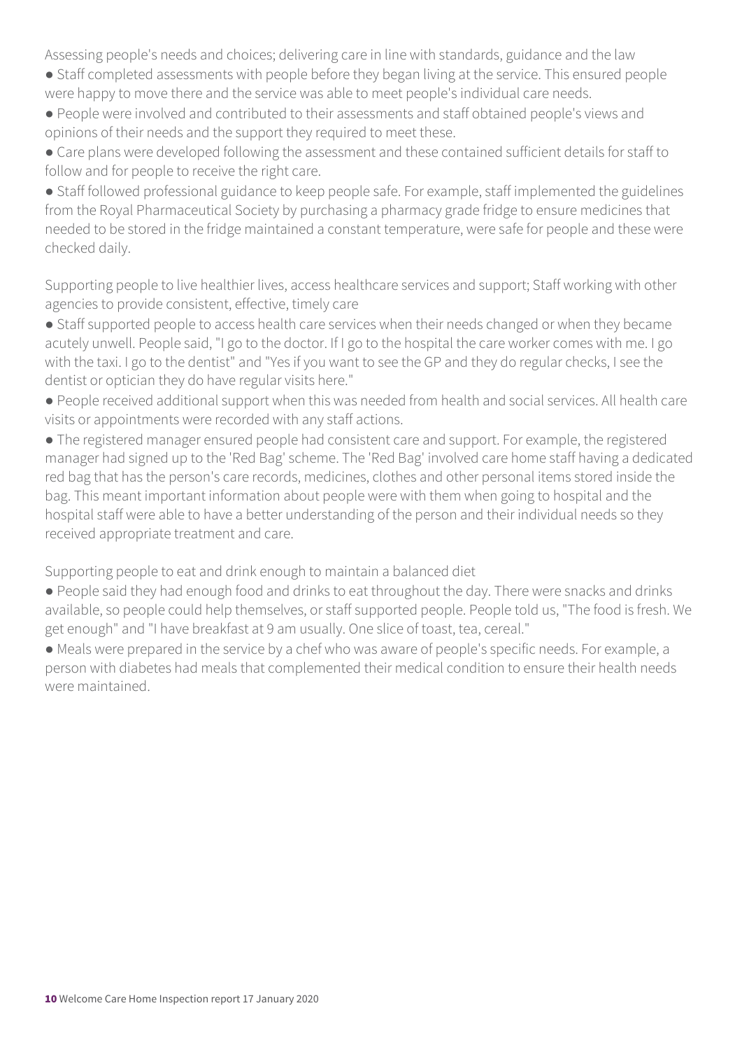### Assessing people's needs and choices; delivering care in line with standards, guidance and the law

- Staff completed assessments with people before they began living at the service. This ensured people were happy to move there and the service was able to meet people's individual care needs.
- People were involved and contributed to their assessments and staff obtained people's views and opinions of their needs and the support they required to meet these.
- Care plans were developed following the assessment and these contained sufficient details for staff to follow and for people to receive the right care.
- Staff followed professional guidance to keep people safe. For example, staff implemented the guidelines from the Royal Pharmaceutical Society by purchasing a pharmacy grade fridge to ensure medicines that needed to be stored in the fridge maintained a constant temperature, were safe for people and these were checked daily.

### Supporting people to live healthier lives, access healthcare services and support; Staff working with other agencies to provide consistent, effective, timely care

- Staff supported people to access health care services when their needs changed or when they became acutely unwell. People said, "I go to the doctor. If I go to the hospital the care worker comes with me. I go with the taxi. I go to the dentist" and "Yes if you want to see the GP and they do regular checks, I see the dentist or optician they do have regular visits here."
- People received additional support when this was needed from health and social services. All health care visits or appointments were recorded with any staff actions.
- The registered manager ensured people had consistent care and support. For example, the registered manager had signed up to the 'Red Bag' scheme. The 'Red Bag' involved care home staff having a dedicated red bag that has the person's care records, medicines, clothes and other personal items stored inside the bag. This meant important information about people were with them when going to hospital and the hospital staff were able to have a better understanding of the person and their individual needs so they received appropriate treatment and care.

### Supporting people to eat and drink enough to maintain a balanced diet

- People said they had enough food and drinks to eat throughout the day. There were snacks and drinks available, so people could help themselves, or staff supported people. People told us, "The food is fresh. We get enough" and "I have breakfast at 9 am usually. One slice of toast, tea, cereal."
- Meals were prepared in the service by a chef who was aware of people's specific needs. For example, a person with diabetes had meals that complemented their medical condition to ensure their health needs were maintained.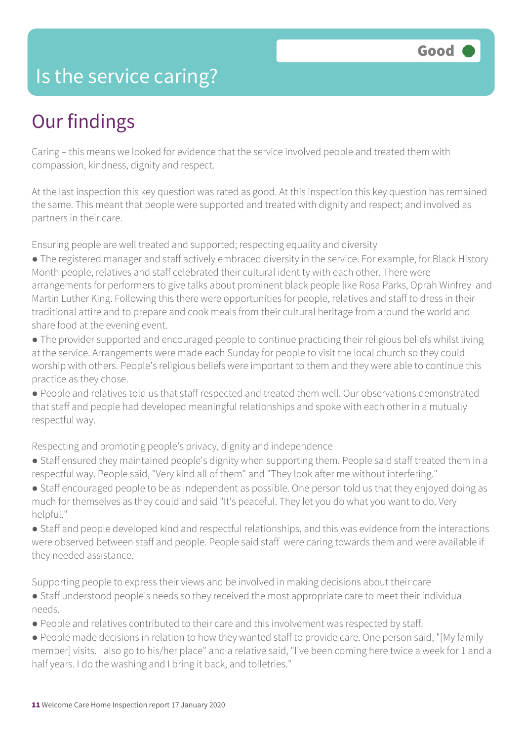# Is the service caring?

Good

## Our findings

Caring – this means we looked for evidence that the service involved people and treated them with compassion, kindness, dignity and respect.

At the last inspection this key question was rated as good. At this inspection this key question has remained the same. This meant that people were supported and treated with dignity and respect; and involved as partners in their care.

Ensuring people are well treated and supported; respecting equality and diversity

- The registered manager and staff actively embraced diversity in the service. For example, for Black History Month people, relatives and staff celebrated their cultural identity with each other. There were arrangements for performers to give talks about prominent black people like Rosa Parks, Oprah Winfrey and Martin Luther King. Following this there were opportunities for people, relatives and staff to dress in their traditional attire and to prepare and cook meals from their cultural heritage from around the world and share food at the evening event.
- The provider supported and encouraged people to continue practicing their religious beliefs whilst living at the service. Arrangements were made each Sunday for people to visit the local church so they could worship with others. People's religious beliefs were important to them and they were able to continue this practice as they chose.
- People and relatives told us that staff respected and treated them well. Our observations demonstrated that staff and people had developed meaningful relationships and spoke with each other in a mutually respectful way.

Respecting and promoting people's privacy, dignity and independence

- Staff ensured they maintained people's dignity when supporting them. People said staff treated them in a respectful way. People said, "Very kind all of them" and "They look after me without interfering."
- Staff encouraged people to be as independent as possible. One person told us that they enjoyed doing as much for themselves as they could and said "It's peaceful. They let you do what you want to do. Very helpful."
- Staff and people developed kind and respectful relationships, and this was evidence from the interactions were observed between staff and people. People said staff were caring towards them and were available if they needed assistance.

Supporting people to express their views and be involved in making decisions about their care

- Staff understood people's needs so they received the most appropriate care to meet their individual needs.
- People and relatives contributed to their care and this involvement was respected by staff.
- People made decisions in relation to how they wanted staff to provide care. One person said, "[My family member] visits. I also go to his/her place" and a relative said, "I've been coming here twice a week for 1 and a half years. I do the washing and I bring it back, and toiletries."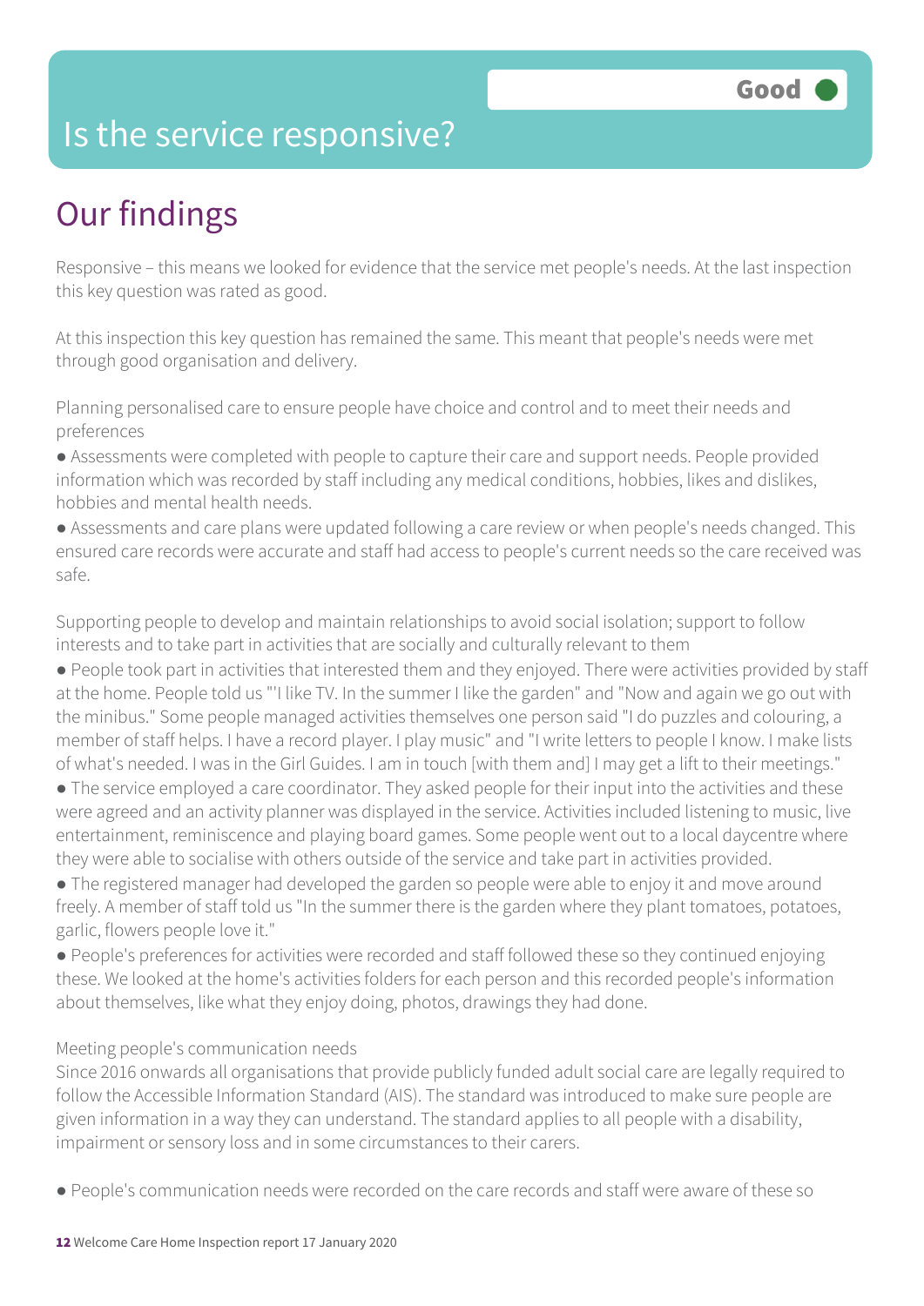# Is the service responsive?

**Good**

## Our findings

Responsive – this means we looked for evidence that the service met people's needs. At the last inspection this key question was rated as good.

At this inspection this key question has remained the same. This meant that people's needs were met through good organisation and delivery.

Planning personalised care to ensure people have choice and control and to meet their needs and preferences

- Assessments were completed with people to capture their care and support needs. People provided information which was recorded by staff including any medical conditions, hobbies, likes and dislikes, hobbies and mental health needs.
- Assessments and care plans were updated following a care review or when people's needs changed. This ensured care records were accurate and staff had access to people's current needs so the care received was safe.

Supporting people to develop and maintain relationships to avoid social isolation; support to follow interests and to take part in activities that are socially and culturally relevant to them

- People took part in activities that interested them and they enjoyed. There were activities provided by staff at the home. People told us "'I like TV. In the summer I like the garden" and "Now and again we go out with the minibus." Some people managed activities themselves one person said "I do puzzles and colouring, a member of staff helps. I have a record player. I play music" and "I write letters to people I know. I make lists of what's needed. I was in the Girl Guides. I am in touch [with them and] I may get a lift to their meetings."
- The service employed a care coordinator. They asked people for their input into the activities and these were agreed and an activity planner was displayed in the service. Activities included listening to music, live entertainment, reminiscence and playing board games. Some people went out to a local daycentre where they were able to socialise with others outside of the service and take part in activities provided.
- The registered manager had developed the garden so people were able to enjoy it and move around freely. A member of staff told us "In the summer there is the garden where they plant tomatoes, potatoes, garlic, flowers people love it."
- People's preferences for activities were recorded and staff followed these so they continued enjoying these. We looked at the home's activities folders for each person and this recorded people's information about themselves, like what they enjoy doing, photos, drawings they had done.

Meeting people's communication needs

Since 2016 onwards all organisations that provide publicly funded adult social care are legally required to follow the Accessible Information Standard (AIS). The standard was introduced to make sure people are given information in a way they can understand. The standard applies to all people with a disability, impairment or sensory loss and in some circumstances to their carers.

- People's communication needs were recorded on the care records and staff were aware of these so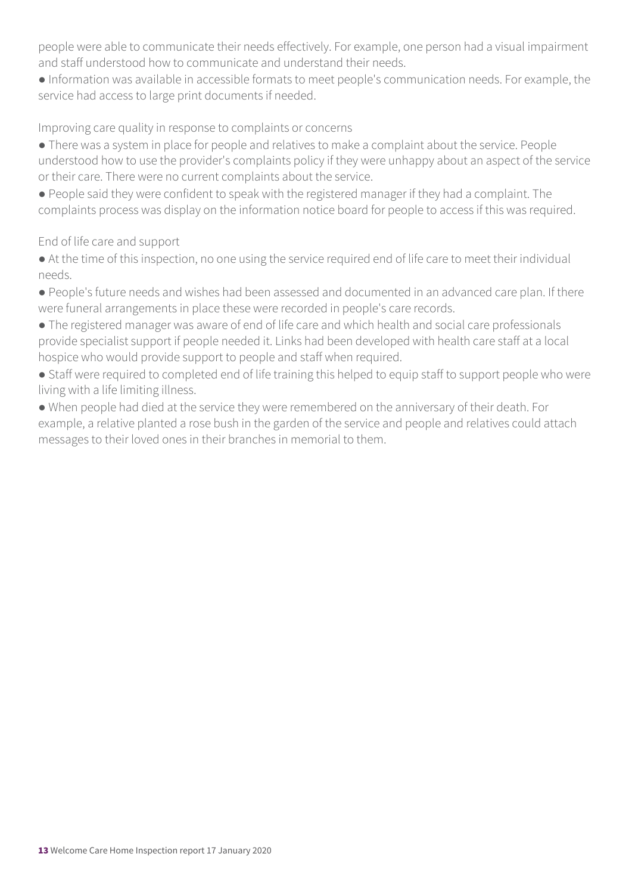people were able to communicate their needs effectively. For example, one person had a visual impairment and staff understood how to communicate and understand their needs.

- Information was available in accessible formats to meet people's communication needs. For example, the service had access to large print documents if needed.

Improving care quality in response to complaints or concerns

- There was a system in place for people and relatives to make a complaint about the service. People understood how to use the provider's complaints policy if they were unhappy about an aspect of the service or their care. There were no current complaints about the service.
- People said they were confident to speak with the registered manager if they had a complaint. The complaints process was display on the information notice board for people to access if this was required.

End of life care and support

- At the time of this inspection, no one using the service required end of life care to meet their individual needs.
- People's future needs and wishes had been assessed and documented in an advanced care plan. If there were funeral arrangements in place these were recorded in people's care records.
- The registered manager was aware of end of life care and which health and social care professionals provide specialist support if people needed it. Links had been developed with health care staff at a local hospice who would provide support to people and staff when required.
- Staff were required to completed end of life training this helped to equip staff to support people who were living with a life limiting illness.
- When people had died at the service they were remembered on the anniversary of their death. For example, a relative planted a rose bush in the garden of the service and people and relatives could attach messages to their loved ones in their branches in memorial to them.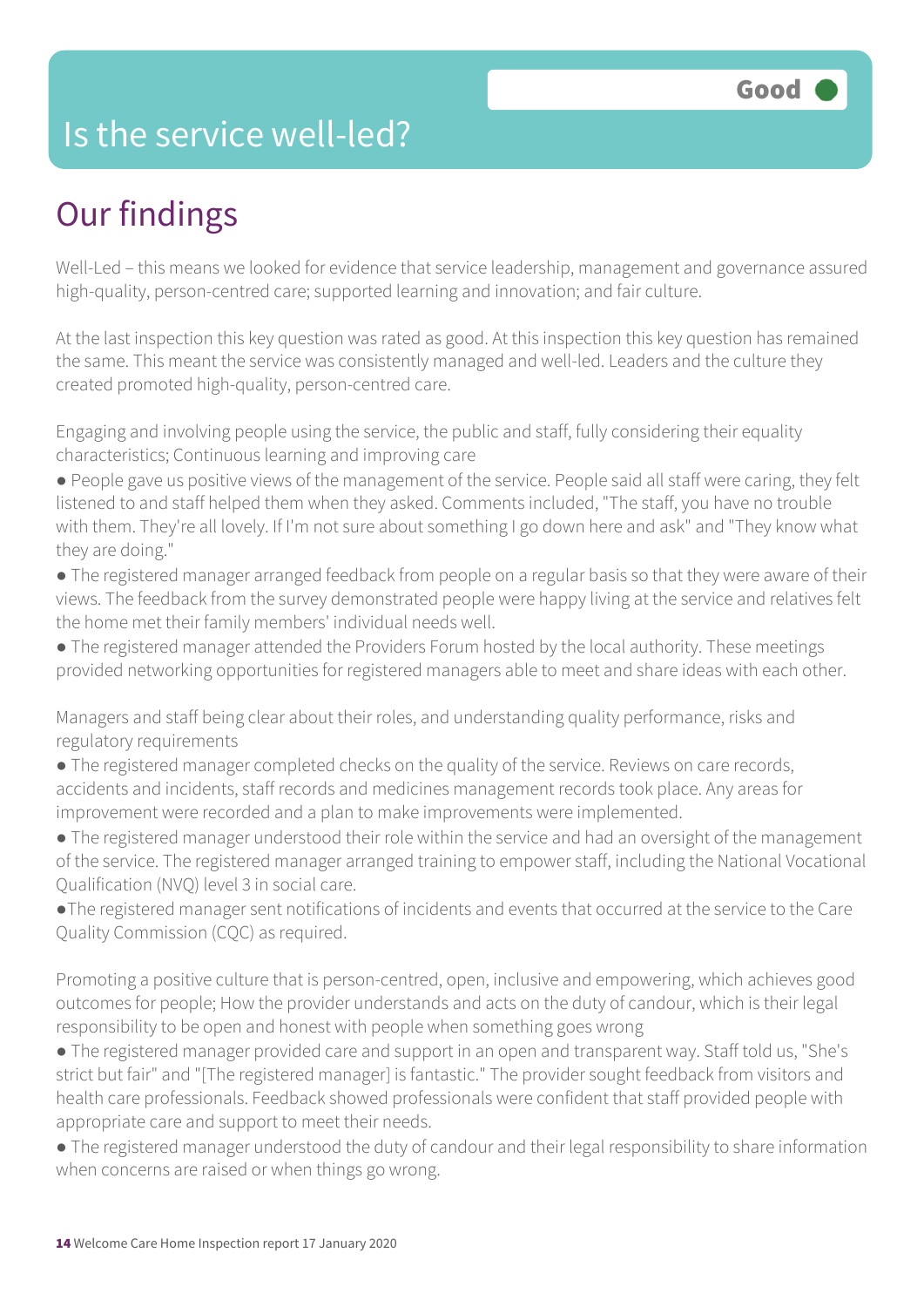# Is the service well-led?

Good

## Our findings

Well-Led – this means we looked for evidence that service leadership, management and governance assured high-quality, person-centred care; supported learning and innovation; and fair culture.

At the last inspection this key question was rated as good. At this inspection this key question has remained the same. This meant the service was consistently managed and well-led. Leaders and the culture they created promoted high-quality, person-centred care.

Engaging and involving people using the service, the public and staff, fully considering their equality characteristics; Continuous learning and improving care

- People gave us positive views of the management of the service. People said all staff were caring, they felt listened to and staff helped them when they asked. Comments included, "The staff, you have no trouble with them. They're all lovely. If I'm not sure about something I go down here and ask" and "They know what they are doing."
- The registered manager arranged feedback from people on a regular basis so that they were aware of their views. The feedback from the survey demonstrated people were happy living at the service and relatives felt the home met their family members' individual needs well.
- The registered manager attended the Providers Forum hosted by the local authority. These meetings provided networking opportunities for registered managers able to meet and share ideas with each other.

Managers and staff being clear about their roles, and understanding quality performance, risks and regulatory requirements

- The registered manager completed checks on the quality of the service. Reviews on care records, accidents and incidents, staff records and medicines management records took place. Any areas for improvement were recorded and a plan to make improvements were implemented.
- The registered manager understood their role within the service and had an oversight of the management of the service. The registered manager arranged training to empower staff, including the National Vocational Qualification (NVQ) level 3 in social care.
- The registered manager sent notifications of incidents and events that occurred at the service to the Care Quality Commission (CQC) as required.

Promoting a positive culture that is person-centred, open, inclusive and empowering, which achieves good outcomes for people; How the provider understands and acts on the duty of candour, which is their legal responsibility to be open and honest with people when something goes wrong

- The registered manager provided care and support in an open and transparent way. Staff told us, "She's strict but fair" and "[The registered manager] is fantastic." The provider sought feedback from visitors and health care professionals. Feedback showed professionals were confident that staff provided people with appropriate care and support to meet their needs.
- The registered manager understood the duty of candour and their legal responsibility to share information when concerns are raised or when things go wrong.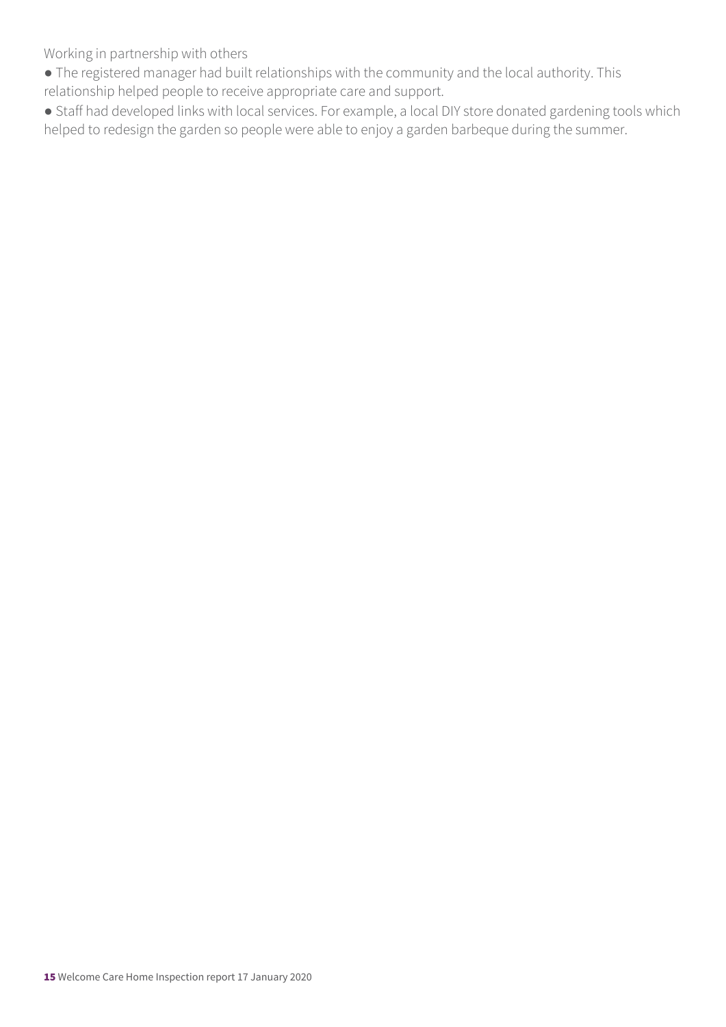Working in partnership with others

- The registered manager had built relationships with the community and the local authority. This relationship helped people to receive appropriate care and support.
- Staff had developed links with local services. For example, a local DIY store donated gardening tools which helped to redesign the garden so people were able to enjoy a garden barbeque during the summer.